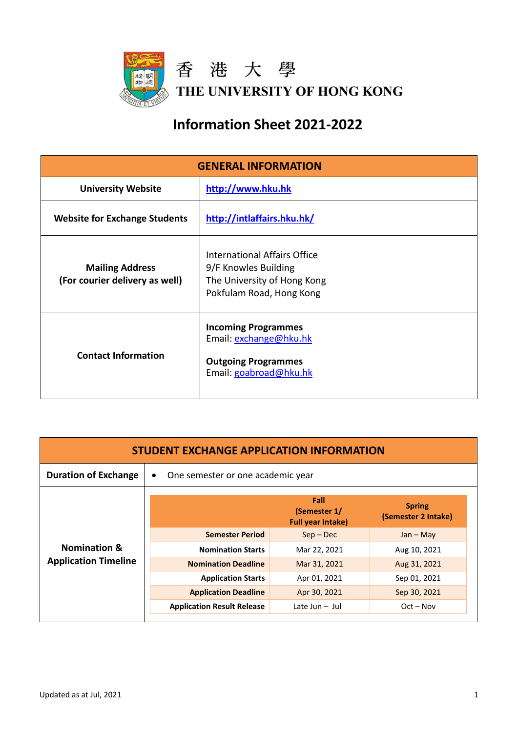香 港 大 學

THE UNIVERSITY OF HONG KONG

# Information Sheet 2021-2022

| GENERAL INFORMATION | |
|---|---|
| **University Website** | **http://www.hku.hk** |
| **Website for Exchange Students** | **http://intlaffairs.hku.hk/** |
| **Mailing Address (For courier delivery as well)** | International Affairs Office<br>9/F Knowles Building<br>The University of Hong Kong<br>Pokfulam Road, Hong Kong |
| **Contact Information** | **Incoming Programmes**<br>Email: exchange@hku.hk<br><br>**Outgoing Programmes**<br>Email: goabroad@hku.hk |

| STUDENT EXCHANGE APPLICATION INFORMATION | |
|---|---|
| **Duration of Exchange** | • One semester or one academic year |

**Nomination & Application Timeline**

| | **Fall (Semester 1/ Full year Intake)** | **Spring (Semester 2 Intake)** |
|---|---|---|
| **Semester Period** | Sep – Dec | Jan – May |
| **Nomination Starts** | Mar 22, 2021 | Aug 10, 2021 |
| **Nomination Deadline** | Mar 31, 2021 | Aug 31, 2021 |
| **Application Starts** | Apr 01, 2021 | Sep 01, 2021 |
| **Application Deadline** | Apr 30, 2021 | Sep 30, 2021 |
| **Application Result Release** | Late Jun – Jul | Oct – Nov |

Updated as at Jul, 2021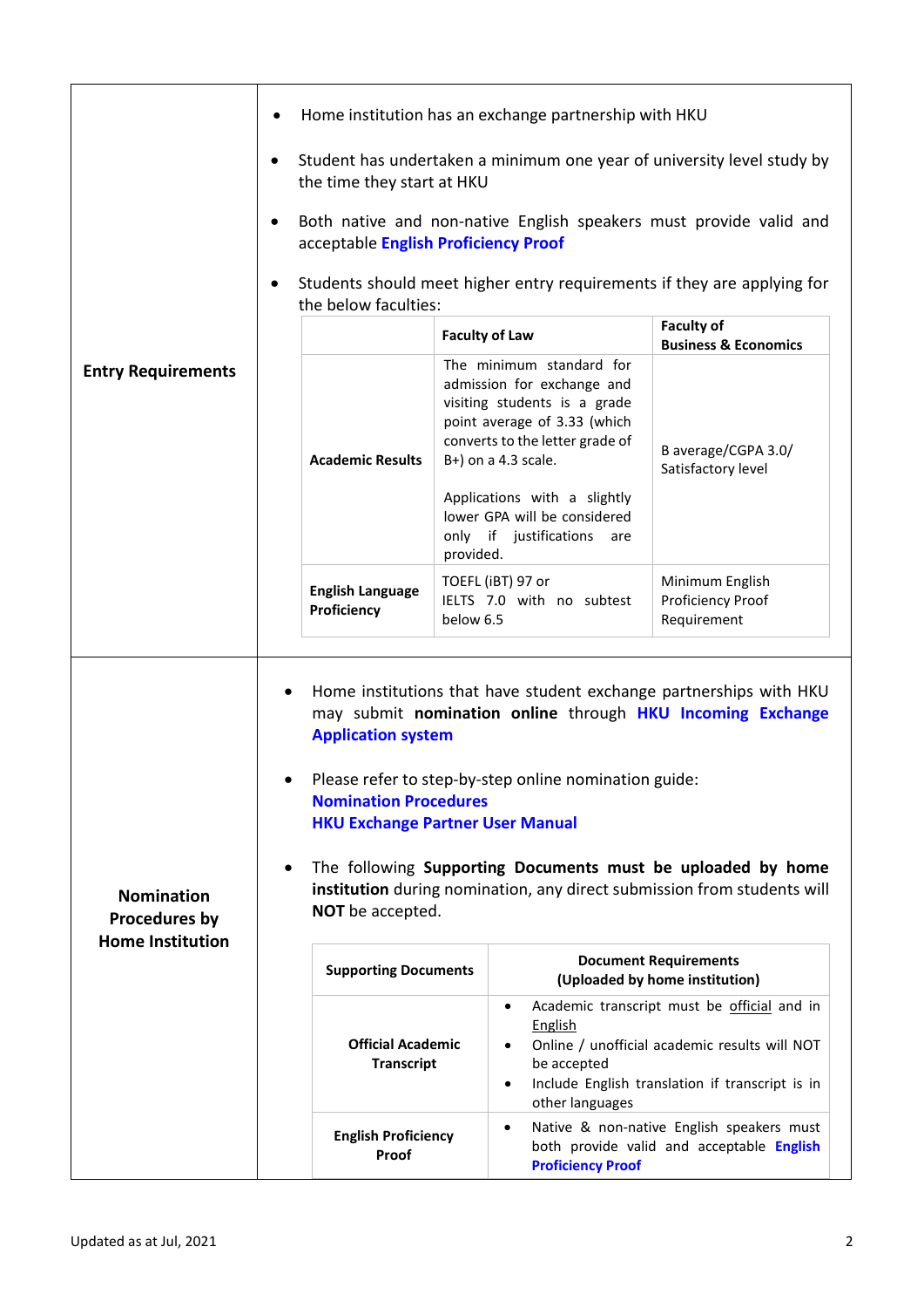| | |
|---|---|
| **Entry Requirements** | • Home institution has an exchange partnership with HKU<br>• Student has undertaken a minimum one year of university level study by the time they start at HKU<br>• Both native and non-native English speakers must provide valid and acceptable **English Proficiency Proof**<br>• Students should meet higher entry requirements if they are applying for the below faculties: |

| | Faculty of Law | Faculty of Business & Economics |
|---|---|---|
| **Academic Results** | The minimum standard for admission for exchange and visiting students is a grade point average of 3.33 (which converts to the letter grade of B+) on a 4.3 scale.<br><br>Applications with a slightly lower GPA will be considered only if justifications are provided. | B average/CGPA 3.0/ Satisfactory level |
| **English Language Proficiency** | TOEFL (iBT) 97 or IELTS 7.0 with no subtest below 6.5 | Minimum English Proficiency Proof Requirement |

| | |
|---|---|
| **Nomination Procedures by Home Institution** | • Home institutions that have student exchange partnerships with HKU may submit **nomination online** through **HKU Incoming Exchange Application system**<br>• Please refer to step-by-step online nomination guide:<br>**Nomination Procedures**<br>**HKU Exchange Partner User Manual**<br>• The following **Supporting Documents must be uploaded by home institution** during nomination, any direct submission from students will **NOT** be accepted. |

| Supporting Documents | Document Requirements (Uploaded by home institution) |
|---|---|
| **Official Academic Transcript** | • Academic transcript must be official and in English<br>• Online / unofficial academic results will NOT be accepted<br>• Include English translation if transcript is in other languages |
| **English Proficiency Proof** | • Native & non-native English speakers must both provide valid and acceptable **English Proficiency Proof** |

Updated as at Jul, 2021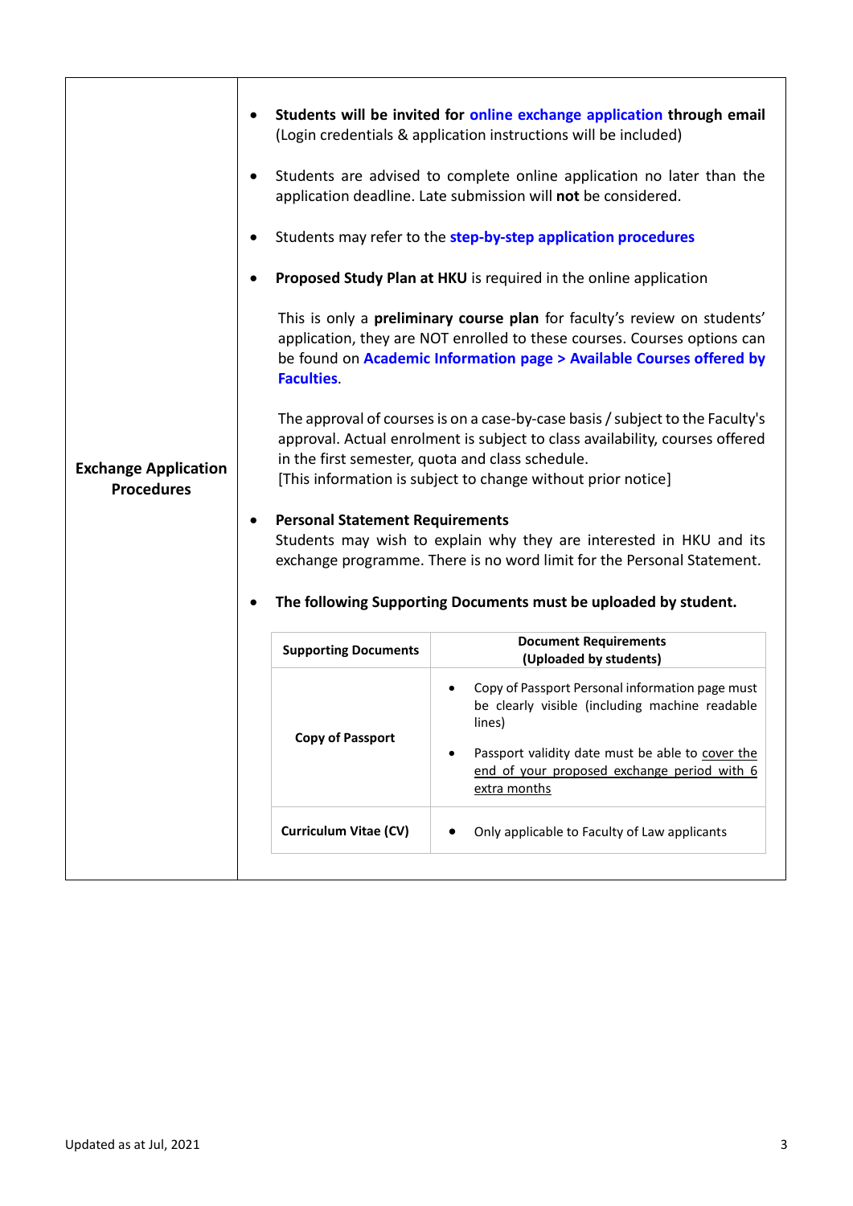| Exchange Application Procedures | |
|---|---|
| **Exchange Application Procedures** | • **Students will be invited for online exchange application through email** (Login credentials & application instructions will be included)<br><br>• Students are advised to complete online application no later than the application deadline. Late submission will **not** be considered.<br><br>• Students may refer to the **step-by-step application procedures**<br><br>• **Proposed Study Plan at HKU** is required in the online application<br><br>This is only a **preliminary course plan** for faculty's review on students' application, they are NOT enrolled to these courses. Courses options can be found on **Academic Information page > Available Courses offered by Faculties**.<br><br>The approval of courses is on a case-by-case basis / subject to the Faculty's approval. Actual enrolment is subject to class availability, courses offered in the first semester, quota and class schedule.<br>[This information is subject to change without prior notice]<br><br>• **Personal Statement Requirements**<br>Students may wish to explain why they are interested in HKU and its exchange programme. There is no word limit for the Personal Statement.<br><br>• **The following Supporting Documents must be uploaded by student.** |

| Supporting Documents | Document Requirements (Uploaded by students) |
|---|---|
| **Copy of Passport** | • Copy of Passport Personal information page must be clearly visible (including machine readable lines)<br><br>• Passport validity date must be able to cover the end of your proposed exchange period with 6 extra months |
| **Curriculum Vitae (CV)** | • Only applicable to Faculty of Law applicants |

Updated as at Jul, 2021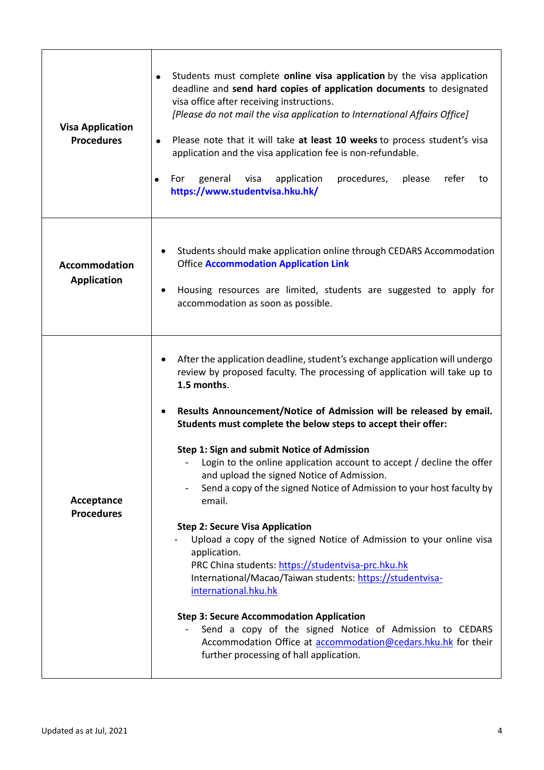| | |
|---|---|
| **Visual Application Procedures** | |

| | |
|---|---|
| **Visa Application Procedures** | • Students must complete **online visa application** by the visa application deadline and **send hard copies of application documents** to designated visa office after receiving instructions.<br>*[Please do not mail the visa application to International Affairs Office]*<br><br>• Please note that it will take **at least 10 weeks** to process student's visa application and the visa application fee is non-refundable.<br><br>• For general visa application procedures, please refer to **https://www.studentvisa.hku.hk/** |
| **Accommodation Application** | • Students should make application online through CEDARS Accommodation Office **Accommodation Application Link**<br><br>• Housing resources are limited, students are suggested to apply for accommodation as soon as possible. |
| **Acceptance Procedures** | • After the application deadline, student's exchange application will undergo review by proposed faculty. The processing of application will take up to **1.5 months**.<br><br>• **Results Announcement/Notice of Admission will be released by email. Students must complete the below steps to accept their offer:**<br><br>**Step 1: Sign and submit Notice of Admission**<br>- Login to the online application account to accept / decline the offer and upload the signed Notice of Admission.<br>- Send a copy of the signed Notice of Admission to your host faculty by email.<br><br>**Step 2: Secure Visa Application**<br>- Upload a copy of the signed Notice of Admission to your online visa application.<br>PRC China students: https://studentvisa-prc.hku.hk<br>International/Macao/Taiwan students: https://studentvisa-international.hku.hk<br><br>**Step 3: Secure Accommodation Application**<br>- Send a copy of the signed Notice of Admission to CEDARS Accommodation Office at accommodation@cedars.hku.hk for their further processing of hall application. |

Updated as at Jul, 2021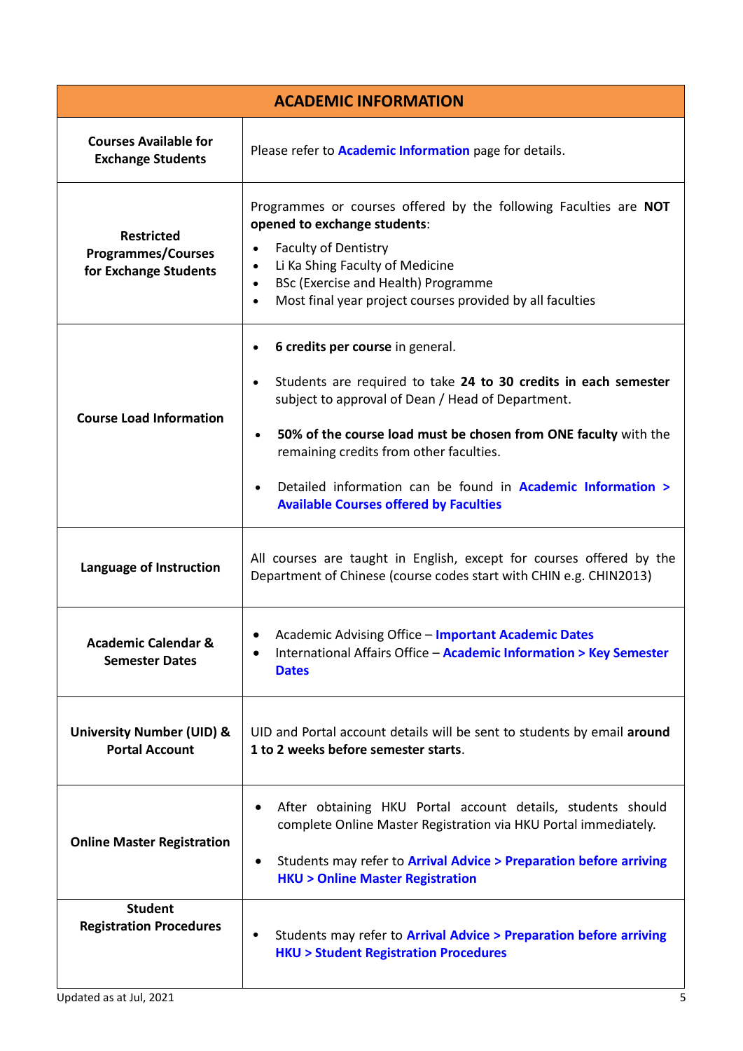| ACADEMIC INFORMATION | |
|---|---|
| **Courses Available for Exchange Students** | Please refer to **Academic Information** page for details. |
| **Restricted Programmes/Courses for Exchange Students** | Programmes or courses offered by the following Faculties are **NOT opened to exchange students**:<br>• Faculty of Dentistry<br>• Li Ka Shing Faculty of Medicine<br>• BSc (Exercise and Health) Programme<br>• Most final year project courses provided by all faculties |
| **Course Load Information** | • **6 credits per course** in general.<br>• Students are required to take **24 to 30 credits in each semester** subject to approval of Dean / Head of Department.<br>• **50% of the course load must be chosen from ONE faculty** with the remaining credits from other faculties.<br>• Detailed information can be found in **Academic Information > Available Courses offered by Faculties** |
| **Language of Instruction** | All courses are taught in English, except for courses offered by the Department of Chinese (course codes start with CHIN e.g. CHIN2013) |
| **Academic Calendar & Semester Dates** | • Academic Advising Office – **Important Academic Dates**<br>• International Affairs Office – **Academic Information > Key Semester Dates** |
| **University Number (UID) & Portal Account** | UID and Portal account details will be sent to students by email **around 1 to 2 weeks before semester starts**. |
| **Online Master Registration** | • After obtaining HKU Portal account details, students should complete Online Master Registration via HKU Portal immediately.<br>• Students may refer to **Arrival Advice > Preparation before arriving HKU > Online Master Registration** |
| **Student Registration Procedures** | • Students may refer to **Arrival Advice > Preparation before arriving HKU > Student Registration Procedures** |

Updated as at Jul, 2021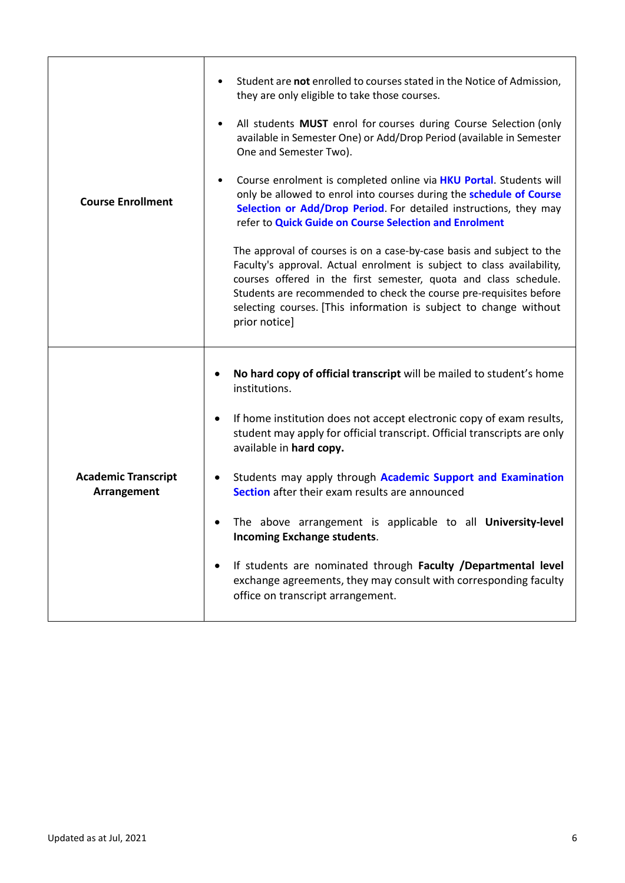| | |
|---|---|
| **Course Enrollment** | • Student are **not** enrolled to courses stated in the Notice of Admission, they are only eligible to take those courses.<br><br>• All students **MUST** enrol for courses during Course Selection (only available in Semester One) or Add/Drop Period (available in Semester One and Semester Two).<br><br>• Course enrolment is completed online via **HKU Portal**. Students will only be allowed to enrol into courses during the **schedule of Course Selection or Add/Drop Period**. For detailed instructions, they may refer to **Quick Guide on Course Selection and Enrolment**<br><br>The approval of courses is on a case-by-case basis and subject to the Faculty's approval. Actual enrolment is subject to class availability, courses offered in the first semester, quota and class schedule. Students are recommended to check the course pre-requisites before selecting courses. [This information is subject to change without prior notice] |
| **Academic Transcript Arrangement** | • **No hard copy of official transcript** will be mailed to student's home institutions.<br><br>• If home institution does not accept electronic copy of exam results, student may apply for official transcript. Official transcripts are only available in **hard copy.**<br><br>• Students may apply through **Academic Support and Examination Section** after their exam results are announced<br><br>• The above arrangement is applicable to all **University-level Incoming Exchange students**.<br><br>• If students are nominated through **Faculty /Departmental level** exchange agreements, they may consult with corresponding faculty office on transcript arrangement. |

Updated as at Jul, 2021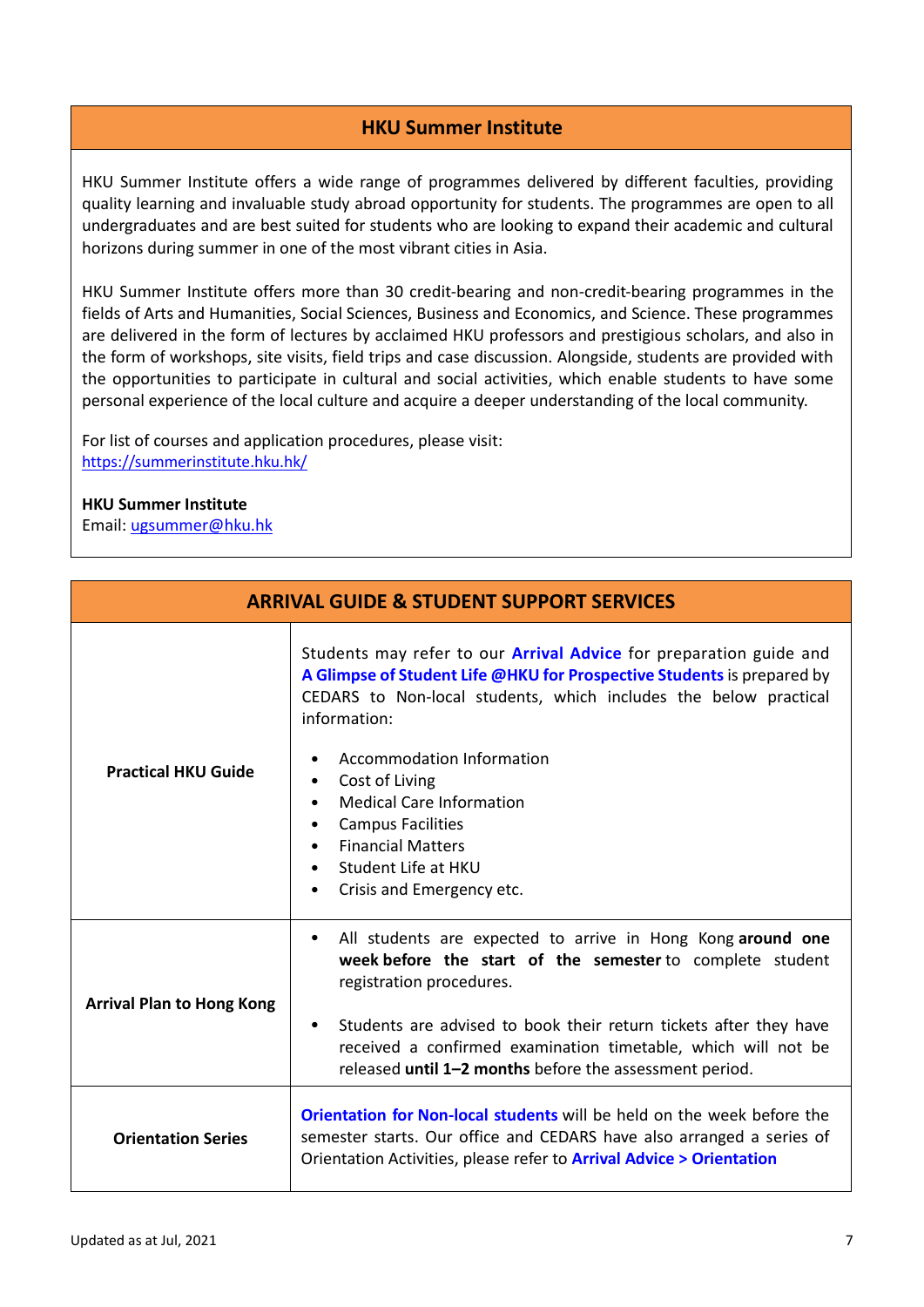## HKU Summer Institute

HKU Summer Institute offers a wide range of programmes delivered by different faculties, providing quality learning and invaluable study abroad opportunity for students. The programmes are open to all undergraduates and are best suited for students who are looking to expand their academic and cultural horizons during summer in one of the most vibrant cities in Asia.

HKU Summer Institute offers more than 30 credit-bearing and non-credit-bearing programmes in the fields of Arts and Humanities, Social Sciences, Business and Economics, and Science. These programmes are delivered in the form of lectures by acclaimed HKU professors and prestigious scholars, and also in the form of workshops, site visits, field trips and case discussion. Alongside, students are provided with the opportunities to participate in cultural and social activities, which enable students to have some personal experience of the local culture and acquire a deeper understanding of the local community.

For list of courses and application procedures, please visit:
https://summerinstitute.hku.hk/

**HKU Summer Institute**
Email: ugsummer@hku.hk

## ARRIVAL GUIDE & STUDENT SUPPORT SERVICES

| | |
|---|---|
| **Practical HKU Guide** | Students may refer to our **Arrival Advice** for preparation guide and **A Glimpse of Student Life @HKU for Prospective Students** is prepared by CEDARS to Non-local students, which includes the below practical information:<br>• Accommodation Information<br>• Cost of Living<br>• Medical Care Information<br>• Campus Facilities<br>• Financial Matters<br>• Student Life at HKU<br>• Crisis and Emergency etc. |
| **Arrival Plan to Hong Kong** | • All students are expected to arrive in Hong Kong **around one week before the start of the semester** to complete student registration procedures.<br>• Students are advised to book their return tickets after they have received a confirmed examination timetable, which will not be released **until 1–2 months** before the assessment period. |
| **Orientation Series** | **Orientation for Non-local students** will be held on the week before the semester starts. Our office and CEDARS have also arranged a series of Orientation Activities, please refer to **Arrival Advice > Orientation** |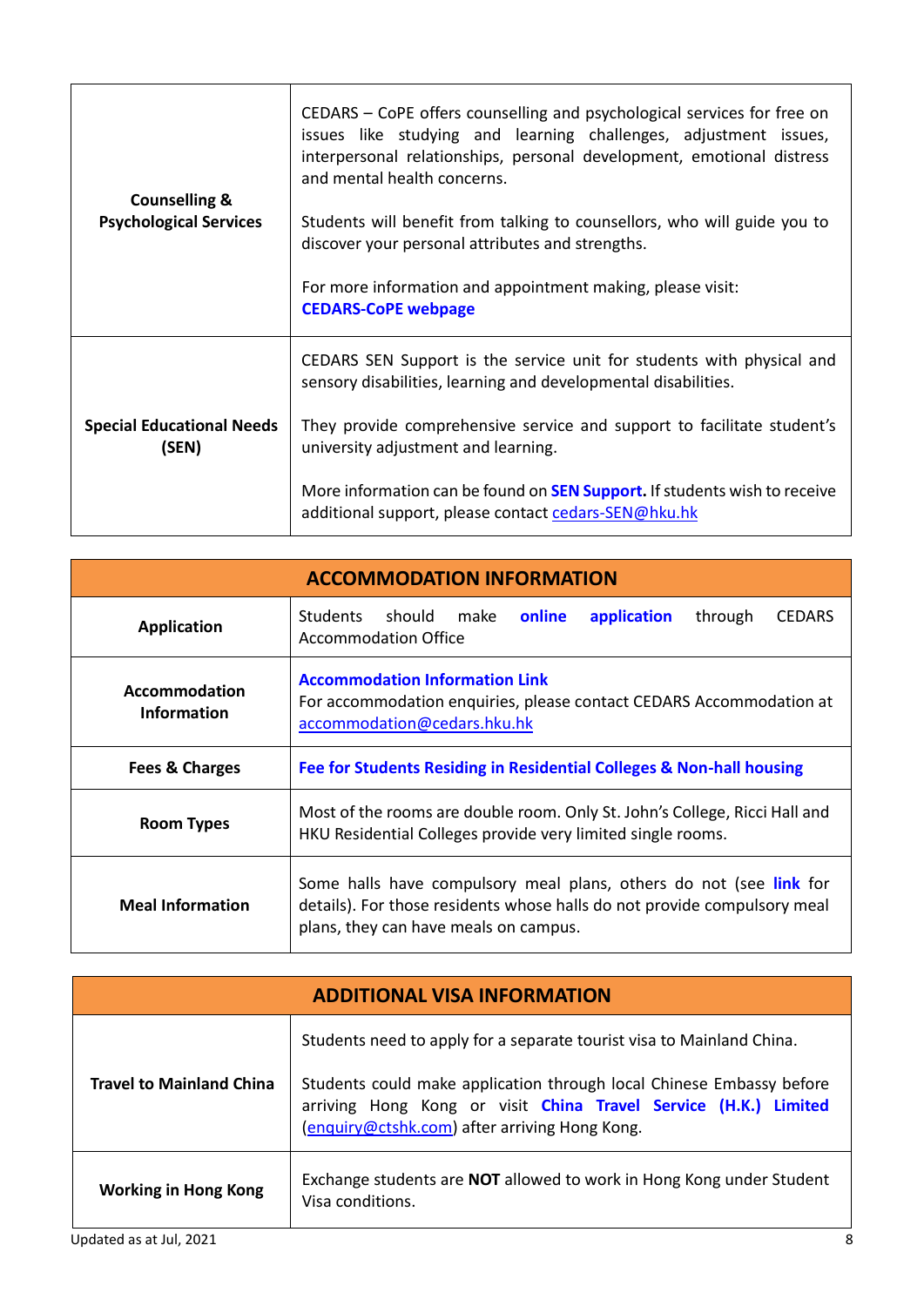| | |
|---|---|
| **Counselling & Psychological Services** | CEDARS – CoPE offers counselling and psychological services for free on issues like studying and learning challenges, adjustment issues, interpersonal relationships, personal development, emotional distress and mental health concerns.<br><br>Students will benefit from talking to counsellors, who will guide you to discover your personal attributes and strengths.<br><br>For more information and appointment making, please visit: **CEDARS-CoPE webpage** |
| **Special Educational Needs (SEN)** | CEDARS SEN Support is the service unit for students with physical and sensory disabilities, learning and developmental disabilities.<br><br>They provide comprehensive service and support to facilitate student's university adjustment and learning.<br><br>More information can be found on **SEN Support.** If students wish to receive additional support, please contact cedars-SEN@hku.hk |

| **ACCOMMODATION INFORMATION** | |
|---|---|
| **Application** | Students should make **online application** through CEDARS Accommodation Office |
| **Accommodation Information** | **Accommodation Information Link**<br>For accommodation enquiries, please contact CEDARS Accommodation at accommodation@cedars.hku.hk |
| **Fees & Charges** | **Fee for Students Residing in Residential Colleges & Non-hall housing** |
| **Room Types** | Most of the rooms are double room. Only St. John's College, Ricci Hall and HKU Residential Colleges provide very limited single rooms. |
| **Meal Information** | Some halls have compulsory meal plans, others do not (see **link** for details). For those residents whose halls do not provide compulsory meal plans, they can have meals on campus. |

| **ADDITIONAL VISA INFORMATION** | |
|---|---|
| **Travel to Mainland China** | Students need to apply for a separate tourist visa to Mainland China.<br><br>Students could make application through local Chinese Embassy before arriving Hong Kong or visit **China Travel Service (H.K.) Limited** (enquiry@ctshk.com) after arriving Hong Kong. |
| **Working in Hong Kong** | Exchange students are **NOT** allowed to work in Hong Kong under Student Visa conditions. |

Updated as at Jul, 2021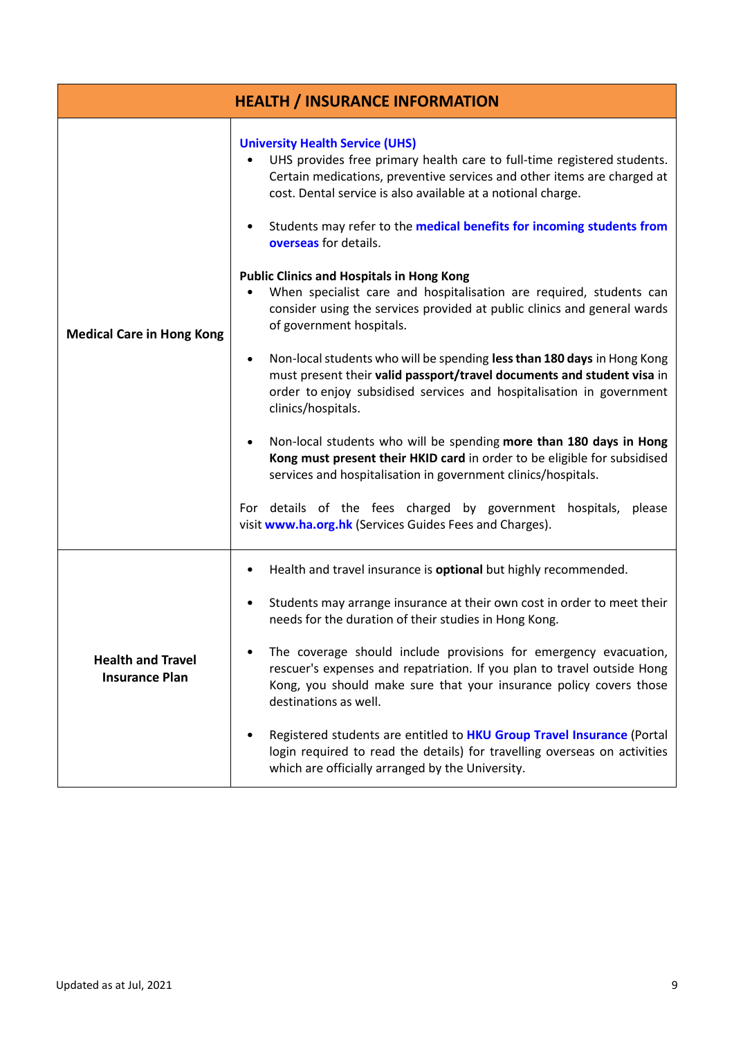| HEALTH / INSURANCE INFORMATION | |
|---|---|
| **Medical Care in Hong Kong** | **University Health Service (UHS)**<br>• UHS provides free primary health care to full-time registered students. Certain medications, preventive services and other items are charged at cost. Dental service is also available at a notional charge.<br>• Students may refer to the **medical benefits for incoming students from overseas** for details.<br><br>**Public Clinics and Hospitals in Hong Kong**<br>• When specialist care and hospitalisation are required, students can consider using the services provided at public clinics and general wards of government hospitals.<br>• Non-local students who will be spending **less than 180 days** in Hong Kong must present their **valid passport/travel documents and student visa** in order to enjoy subsidised services and hospitalisation in government clinics/hospitals.<br>• Non-local students who will be spending **more than 180 days in Hong Kong must present their HKID card** in order to be eligible for subsidised services and hospitalisation in government clinics/hospitals.<br><br>For details of the fees charged by government hospitals, please visit **www.ha.org.hk** (Services Guides Fees and Charges). |
| **Health and Travel Insurance Plan** | • Health and travel insurance is **optional** but highly recommended.<br>• Students may arrange insurance at their own cost in order to meet their needs for the duration of their studies in Hong Kong.<br>• The coverage should include provisions for emergency evacuation, rescuer's expenses and repatriation. If you plan to travel outside Hong Kong, you should make sure that your insurance policy covers those destinations as well.<br>• Registered students are entitled to **HKU Group Travel Insurance** (Portal login required to read the details) for travelling overseas on activities which are officially arranged by the University. |

Updated as at Jul, 2021